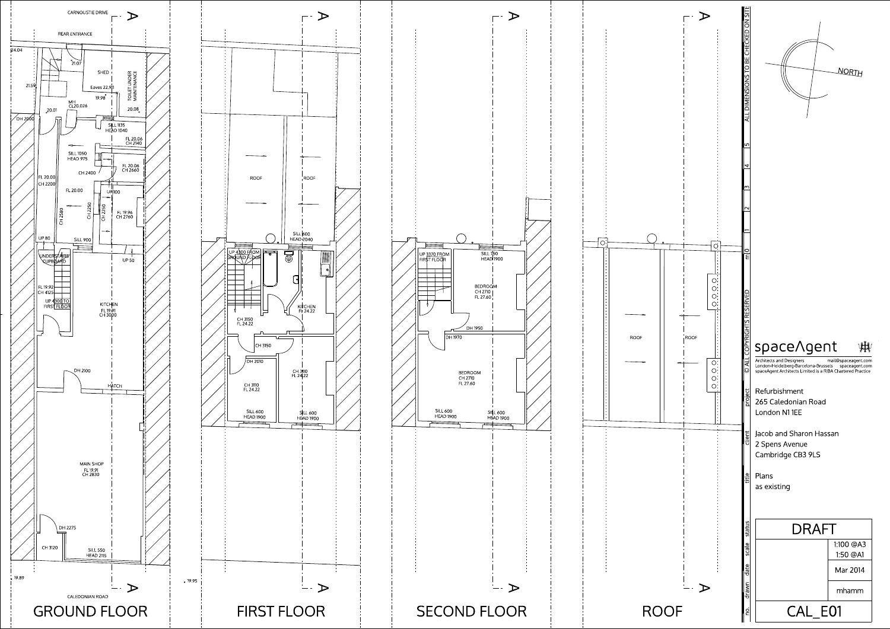# GROUND FLOOR

CARNOUSTIE DRIVE

REAR ENTRANCE

24.04

21.07

SHED

TOILET UNDER MAINTENANCE

21.59

Eaves 22.91

19.98

MH CL20.026

20.01

20.08

DH 2000

SILL 1135
HEAD 1040

FL 20.06
CH 2140

SILL 1050
HEAD 975

FL 20.06
CH 2660

CH 2400

FL 20.00
CH 2200

FL 20.00

UP 100

CH 2580

CH 2250

CH 2250

FL 19.96
CH 2760

UP 80

SILL 900

UNDERSTAIRS CUPBOARD

UP 50

FL 19.92
CH 4125

UP 4300 TO FIRST FLOOR

KITCHEN
FL 19.91
CH 3000

DH 2100

HATCH

MAIN SHOP
FL 19.91
CH 2830

DH 2275

CH 3120

SILL 550
HEAD 2115

19.89

CALEDONIAN ROAD

# FIRST FLOOR

ROOF

ROOF

SILL 600
HEAD 2040

UP 4300 FROM GROUND FLOOR

KITCHEN
FL 24.22

CH 3150
FL 24.22

CH 3150

DH 2010

CH 3110
FL 24.22

CH 3110
FL 24.22

SILL 600
HEAD 1900

SILL 600
HEAD 1900

19.95

# SECOND FLOOR

UP 3370 FROM FIRST FLOOR

SILL 750
HEAD 1900

BEDROOM
CH 2710
FL 27.60

DH 1950

DH 1970

BEDROOM
CH 2710
FL 27.60

SILL 600
HEAD 1900

SILL 600
HEAD 1900

# ROOF

ROOF

ROOF

---

ALL DIMENSIONS TO BE CHECKED ON SITE

© ALL COPYRIGHTS RESERVED

m 0 1 2 3 4 5

NORTH

**spaceAgent**

Architects and Designers — mail@spaceagent.com
London-Heidelberg-Barcelona-Brussels — spaceagent.com
spaceAgent Architects Limited is a RIBA Chartered Practice

| | |
|---|---|
| project | Refurbishment<br>265 Caledonian Road<br>London N1 1EE |
| client | Jacob and Sharon Hassan<br>2 Spens Avenue<br>Cambridge CB3 9LS |
| title | Plans<br>as existing |
| status | DRAFT |
| scale | 1:100 @A3<br>1:50 @A1 |
| date | Mar 2014 |
| drawn | mhamm |
| no. | CAL_E01 |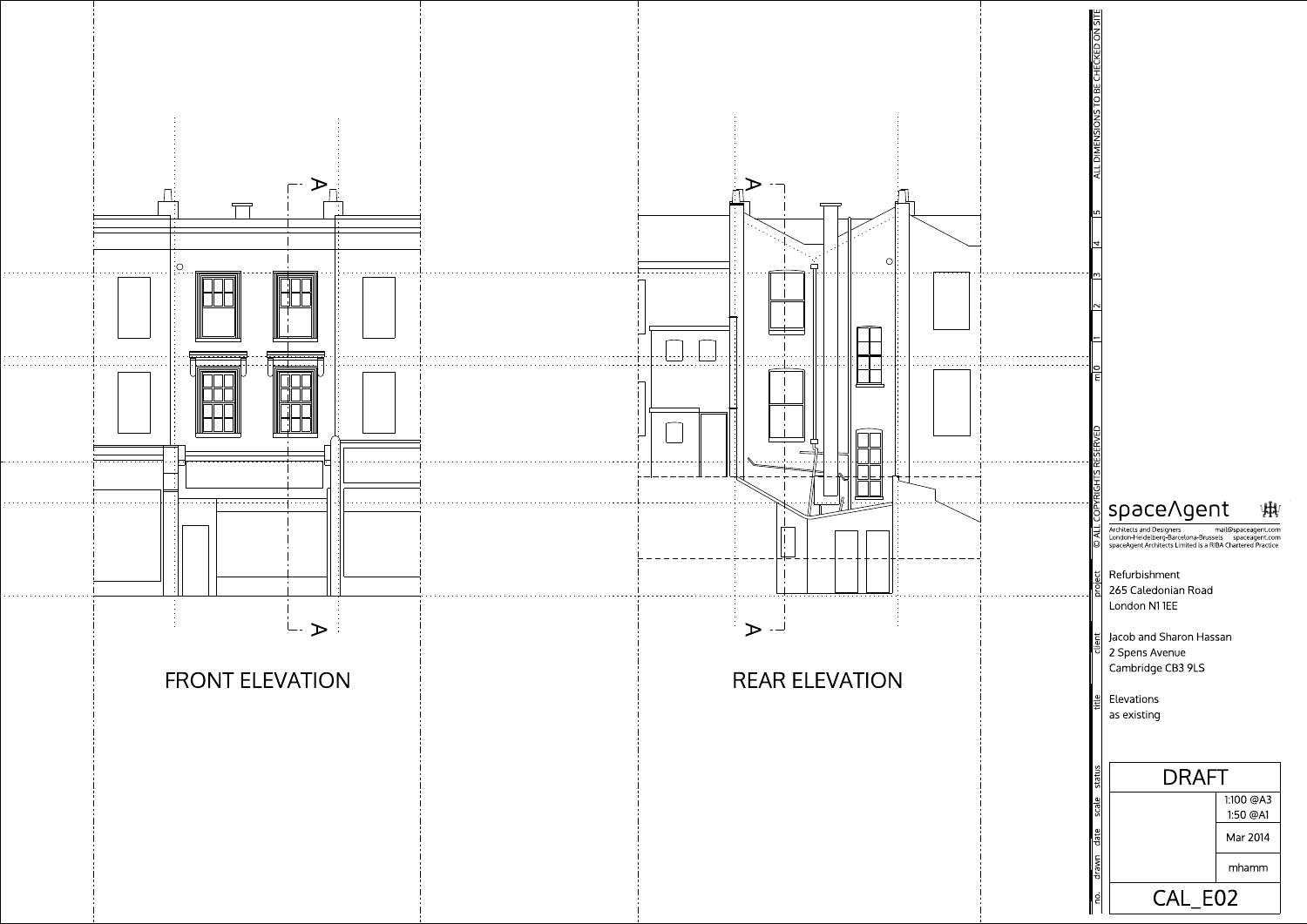FRONT ELEVATION

REAR ELEVATION

A

A

A

A

ALL DIMENSIONS TO BE CHECKED ON SITE

m 0 1 2 3 4 5

© ALL COPYRIGHTS RESERVED

spaceAgent

Architects and Designers mail@spaceagent.com
London-Heidelberg-Barcelona-Brussels spaceagent.com
spaceAgent Architects Limited is a RIBA Chartered Practice

project
Refurbishment
265 Caledonian Road
London N1 1EE

client
Jacob and Sharon Hassan
2 Spens Avenue
Cambridge CB3 9LS

title
Elevations
as existing

| status | DRAFT |
| --- | --- |
| scale | 1:100 @A3<br>1:50 @A1 |
| date | Mar 2014 |
| drawn | mhamm |
| no. | CAL_E02 |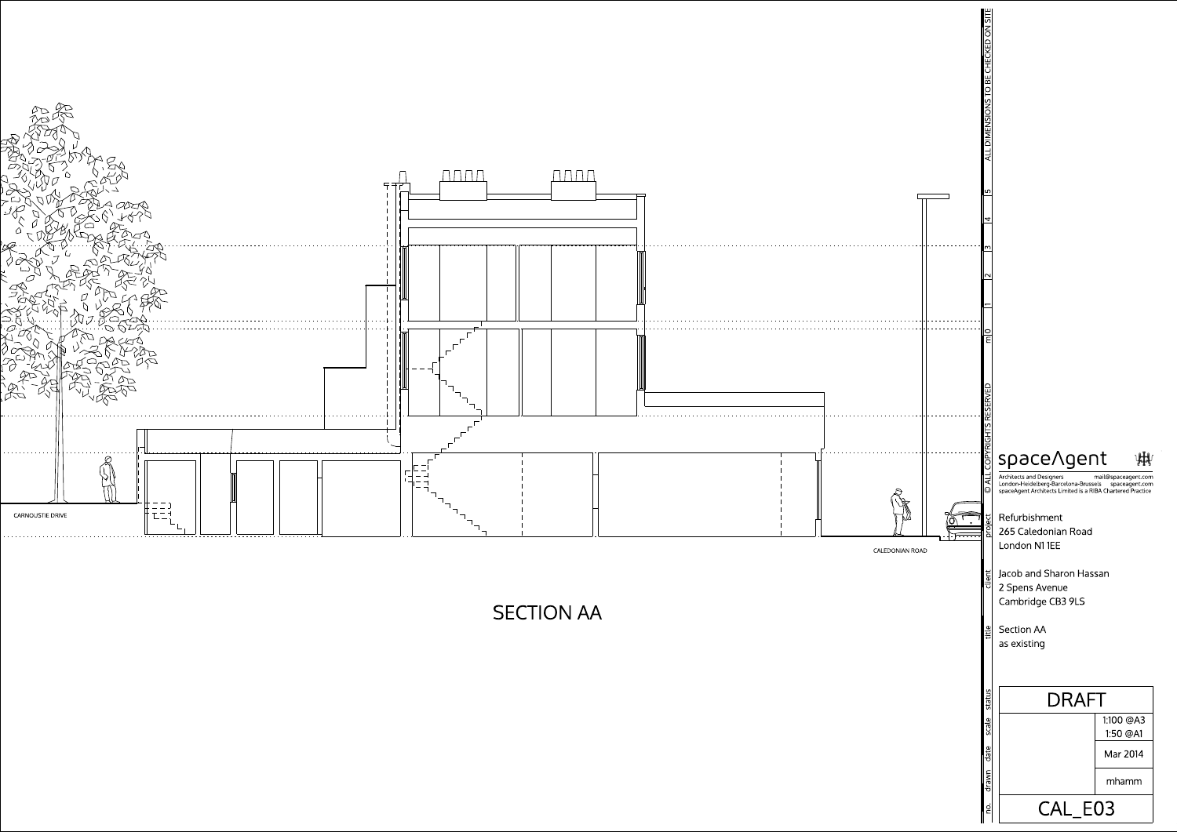CARNOUSTIE DRIVE

CALEDONIAN ROAD

SECTION AA

ALL DIMENSIONS TO BE CHECKED ON SITE

m 0 1 2 3 4 5

© ALL COPYRIGHTS RESERVED

spaceAgent

Architects and Designers mail@spaceagent.com
London-Heidelberg-Barcelona-Brussels spaceagent.com
spaceAgent Architects Limited is a RIBA Chartered Practice

project

Refurbishment
265 Caledonian Road
London N1 1EE

client

Jacob and Sharon Hassan
2 Spens Avenue
Cambridge CB3 9LS

title

Section AA
as existing

| | |
|---|---|
| status | DRAFT |
| scale | 1:100 @A3 1:50 @A1 |
| date | Mar 2014 |
| drawn | mhamm |
| no. | CAL_E03 |